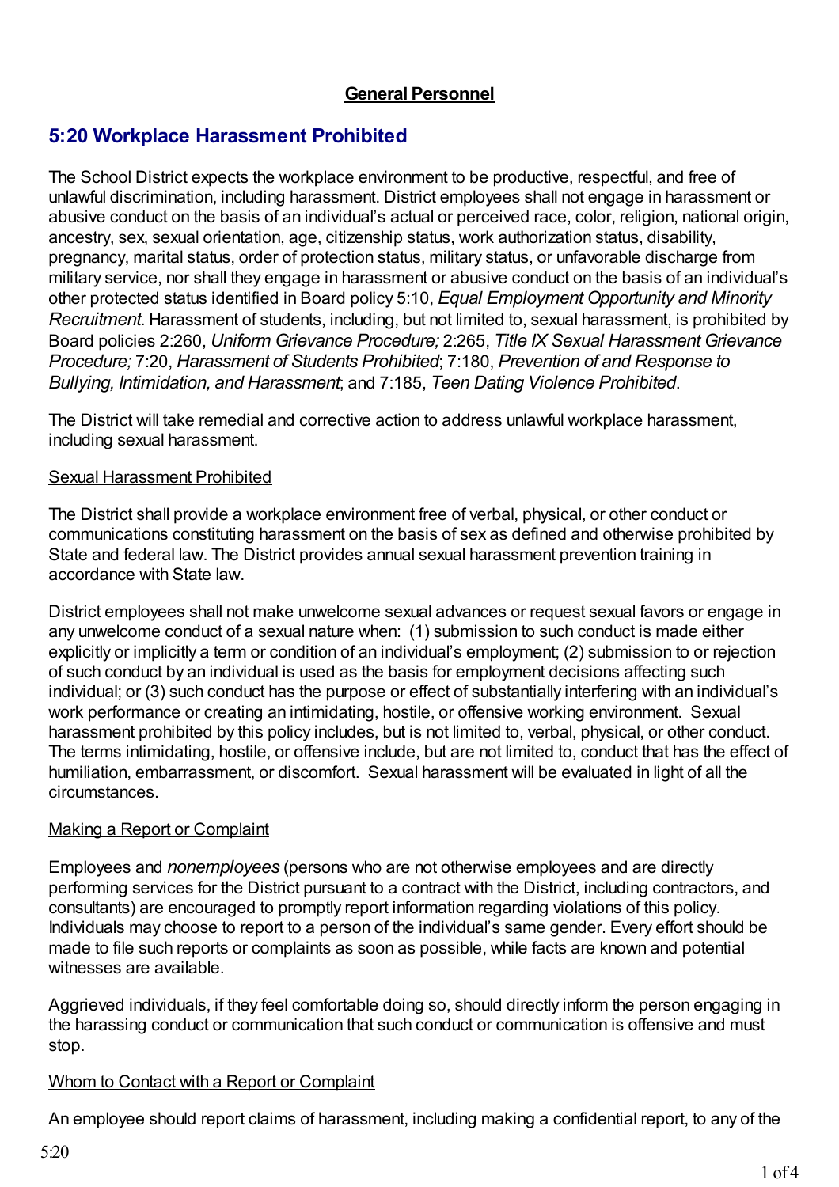## General Personnel

# 5:20 Workplace Harassment Prohibited

The School District expects the workplace environment to be productive, respectful, and free of unlawful discrimination, including harassment. District employees shall not engage in harassment or abusive conduct on the basis of an individual's actual or perceived race, color, religion, national origin, ancestry, sex, sexual orientation, age, citizenship status, work authorization status, disability, pregnancy, marital status, order of protection status, military status, or unfavorable discharge from military service, nor shall they engage in harassment or abusive conduct on the basis of an individual's other protected status identified in Board policy 5:10, *Equal Employment Opportunity and Minority Recruitment*. Harassment of students, including, but not limited to, sexual harassment, is prohibited by Board policies 2:260, *Uniform Grievance Procedure;* 2:265, *Title IX Sexual Harassment Grievance Procedure;* 7:20, *Harassment of Students Prohibited*; 7:180, *Prevention of and Response to Bullying, Intimidation, and Harassment*; and 7:185, *Teen Dating Violence Prohibited*.

The District will take remedial and corrective action to address unlawful workplace harassment, including sexual harassment.

<u>Sexual Harassment Prohibited</u>

The District shall provide a workplace environment free of verbal, physical, or other conduct or communications constituting harassment on the basis of sex as defined and otherwise prohibited by State and federal law. The District provides annual sexual harassment prevention training in accordance with State law.

District employees shall not make unwelcome sexual advances or request sexual favors or engage in any unwelcome conduct of a sexual nature when: (1) submission to such conduct is made either explicitly or implicitly a term or condition of an individual's employment; (2) submission to or rejection of such conduct by an individual is used as the basis for employment decisions affecting such individual; or (3) such conduct has the purpose or effect of substantially interfering with an individual's work performance or creating an intimidating, hostile, or offensive working environment. Sexual harassment prohibited by this policy includes, but is not limited to, verbal, physical, or other conduct. The terms intimidating, hostile, or offensive include, but are not limited to, conduct that has the effect of humiliation, embarrassment, or discomfort. Sexual harassment will be evaluated in light of all the circumstances.

<u>Making a Report or Complaint</u>

Employees and *nonemployees* (persons who are not otherwise employees and are directly performing services for the District pursuant to a contract with the District, including contractors, and consultants) are encouraged to promptly report information regarding violations of this policy. Individuals may choose to report to a person of the individual's same gender. Every effort should be made to file such reports or complaints as soon as possible, while facts are known and potential witnesses are available.

Aggrieved individuals, if they feel comfortable doing so, should directly inform the person engaging in the harassing conduct or communication that such conduct or communication is offensive and must stop.

<u>Whom to Contact with a Report or Complaint</u>

An employee should report claims of harassment, including making a confidential report, to any of the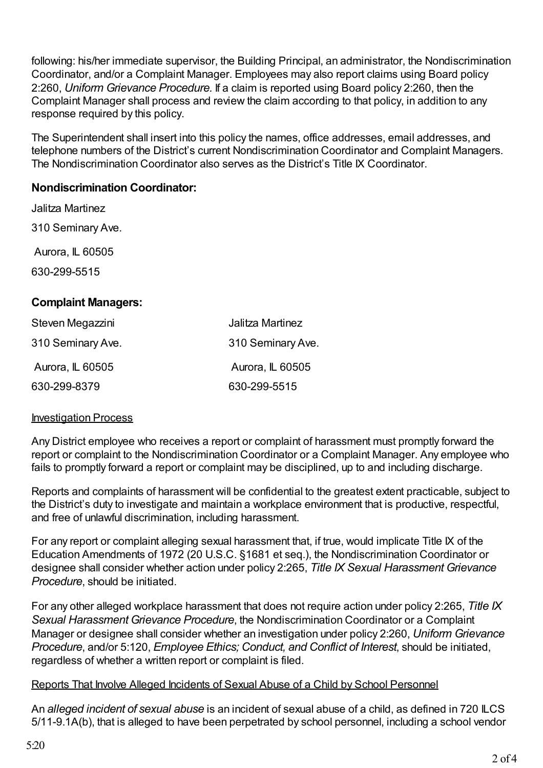following: his/her immediate supervisor, the Building Principal, an administrator, the Nondiscrimination Coordinator, and/or a Complaint Manager. Employees may also report claims using Board policy 2:260, *Uniform Grievance Procedure.* If a claim is reported using Board policy 2:260, then the Complaint Manager shall process and review the claim according to that policy, in addition to any response required by this policy.

The Superintendent shall insert into this policy the names, office addresses, email addresses, and telephone numbers of the District's current Nondiscrimination Coordinator and Complaint Managers. The Nondiscrimination Coordinator also serves as the District's Title IX Coordinator.

**Nondiscrimination Coordinator:**

Jalitza Martinez

310 Seminary Ave.

Aurora, IL 60505

630-299-5515

**Complaint Managers:**

| | |
|---|---|
| Steven Megazzini | Jalitza Martinez |
| 310 Seminary Ave. | 310 Seminary Ave. |
| Aurora, IL 60505 | Aurora, IL 60505 |
| 630-299-8379 | 630-299-5515 |

Investigation Process

Any District employee who receives a report or complaint of harassment must promptly forward the report or complaint to the Nondiscrimination Coordinator or a Complaint Manager. Any employee who fails to promptly forward a report or complaint may be disciplined, up to and including discharge.

Reports and complaints of harassment will be confidential to the greatest extent practicable, subject to the District's duty to investigate and maintain a workplace environment that is productive, respectful, and free of unlawful discrimination, including harassment.

For any report or complaint alleging sexual harassment that, if true, would implicate Title IX of the Education Amendments of 1972 (20 U.S.C. §1681 et seq.), the Nondiscrimination Coordinator or designee shall consider whether action under policy 2:265, *Title IX Sexual Harassment Grievance Procedure*, should be initiated.

For any other alleged workplace harassment that does not require action under policy 2:265, *Title IX Sexual Harassment Grievance Procedure*, the Nondiscrimination Coordinator or a Complaint Manager or designee shall consider whether an investigation under policy 2:260, *Uniform Grievance Procedure*, and/or 5:120, *Employee Ethics; Conduct, and Conflict of Interest*, should be initiated, regardless of whether a written report or complaint is filed.

Reports That Involve Alleged Incidents of Sexual Abuse of a Child by School Personnel

An *alleged incident of sexual abuse* is an incident of sexual abuse of a child, as defined in 720 ILCS 5/11-9.1A(b), that is alleged to have been perpetrated by school personnel, including a school vendor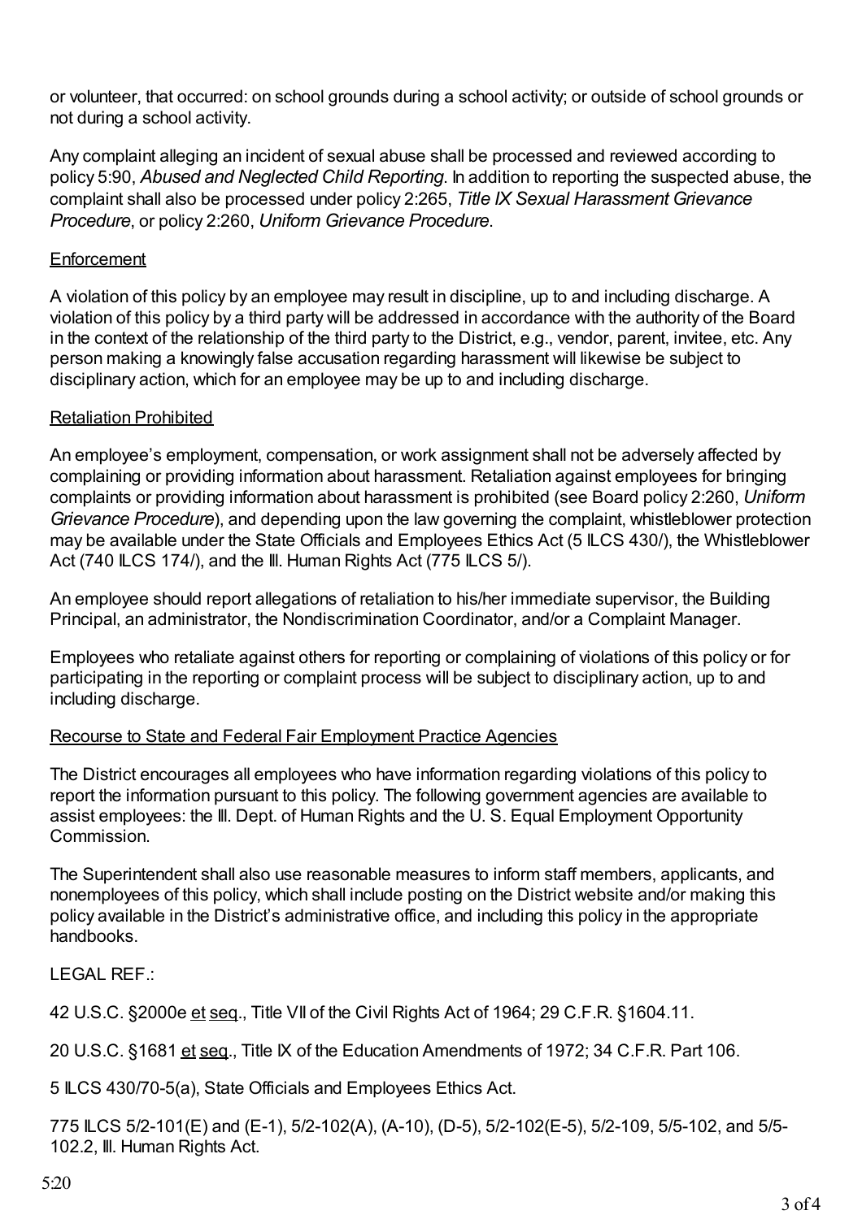or volunteer, that occurred: on school grounds during a school activity; or outside of school grounds or not during a school activity.

Any complaint alleging an incident of sexual abuse shall be processed and reviewed according to policy 5:90, *Abused and Neglected Child Reporting*. In addition to reporting the suspected abuse, the complaint shall also be processed under policy 2:265, *Title IX Sexual Harassment Grievance Procedure*, or policy 2:260, *Uniform Grievance Procedure*.

Enforcement

A violation of this policy by an employee may result in discipline, up to and including discharge. A violation of this policy by a third party will be addressed in accordance with the authority of the Board in the context of the relationship of the third party to the District, e.g., vendor, parent, invitee, etc. Any person making a knowingly false accusation regarding harassment will likewise be subject to disciplinary action, which for an employee may be up to and including discharge.

Retaliation Prohibited

An employee's employment, compensation, or work assignment shall not be adversely affected by complaining or providing information about harassment. Retaliation against employees for bringing complaints or providing information about harassment is prohibited (see Board policy 2:260, *Uniform Grievance Procedure*), and depending upon the law governing the complaint, whistleblower protection may be available under the State Officials and Employees Ethics Act (5 ILCS 430/), the Whistleblower Act (740 ILCS 174/), and the Ill. Human Rights Act (775 ILCS 5/).

An employee should report allegations of retaliation to his/her immediate supervisor, the Building Principal, an administrator, the Nondiscrimination Coordinator, and/or a Complaint Manager.

Employees who retaliate against others for reporting or complaining of violations of this policy or for participating in the reporting or complaint process will be subject to disciplinary action, up to and including discharge.

Recourse to State and Federal Fair Employment Practice Agencies

The District encourages all employees who have information regarding violations of this policy to report the information pursuant to this policy. The following government agencies are available to assist employees: the Ill. Dept. of Human Rights and the U. S. Equal Employment Opportunity Commission.

The Superintendent shall also use reasonable measures to inform staff members, applicants, and nonemployees of this policy, which shall include posting on the District website and/or making this policy available in the District's administrative office, and including this policy in the appropriate handbooks.

LEGAL REF.:

42 U.S.C. §2000e et seq., Title VII of the Civil Rights Act of 1964; 29 C.F.R. §1604.11.

20 U.S.C. §1681 et seq., Title IX of the Education Amendments of 1972; 34 C.F.R. Part 106.

5 ILCS 430/70-5(a), State Officials and Employees Ethics Act.

775 ILCS 5/2-101(E) and (E-1), 5/2-102(A), (A-10), (D-5), 5/2-102(E-5), 5/2-109, 5/5-102, and 5/5-102.2, Ill. Human Rights Act.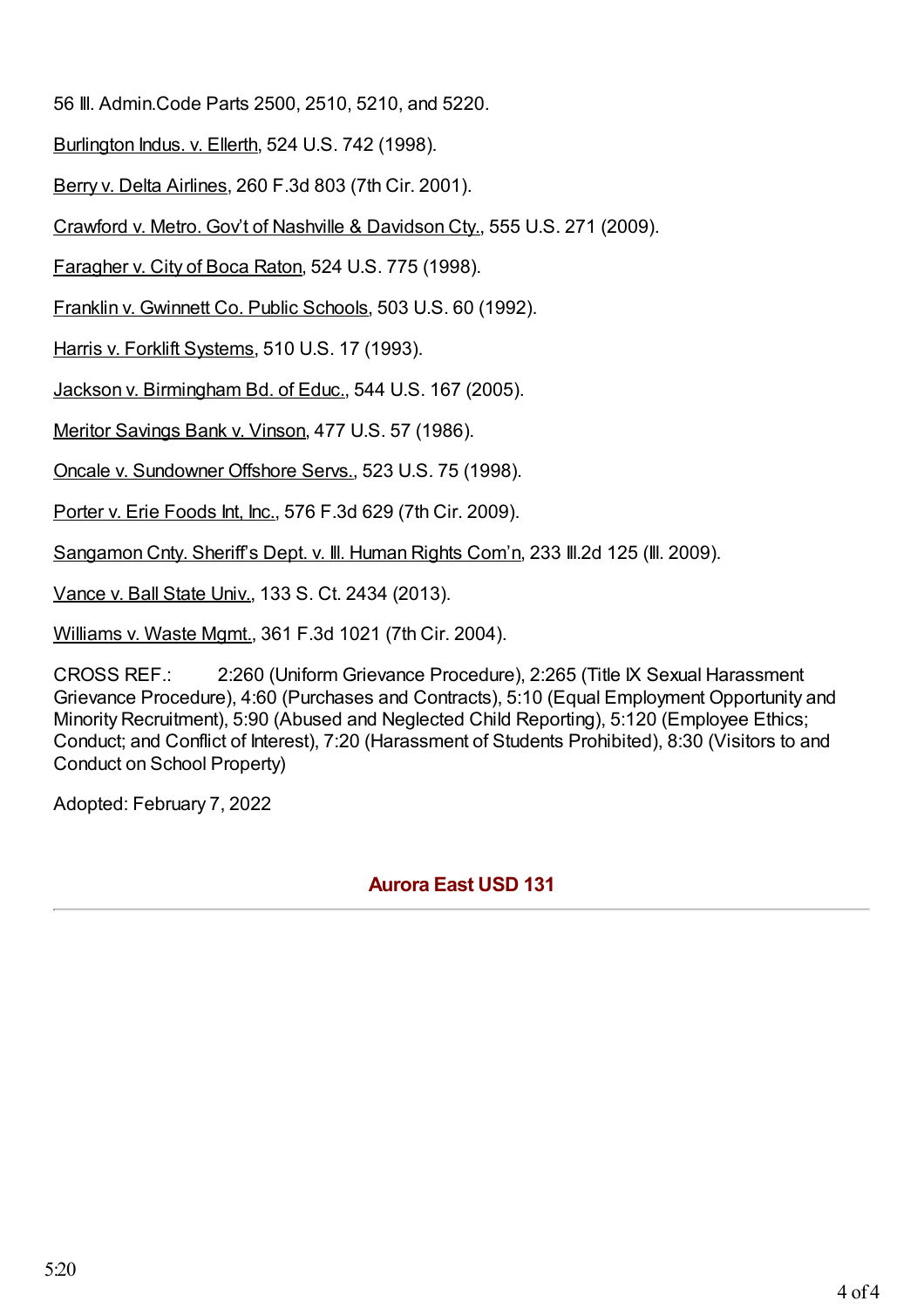56 Ill. Admin.Code Parts 2500, 2510, 5210, and 5220.

Burlington Indus. v. Ellerth, 524 U.S. 742 (1998).

Berry v. Delta Airlines, 260 F.3d 803 (7th Cir. 2001).

Crawford v. Metro. Gov't of Nashville & Davidson Cty., 555 U.S. 271 (2009).

Faragher v. City of Boca Raton, 524 U.S. 775 (1998).

Franklin v. Gwinnett Co. Public Schools, 503 U.S. 60 (1992).

Harris v. Forklift Systems, 510 U.S. 17 (1993).

Jackson v. Birmingham Bd. of Educ., 544 U.S. 167 (2005).

Meritor Savings Bank v. Vinson, 477 U.S. 57 (1986).

Oncale v. Sundowner Offshore Servs., 523 U.S. 75 (1998).

Porter v. Erie Foods Int, Inc., 576 F.3d 629 (7th Cir. 2009).

Sangamon Cnty. Sheriff's Dept. v. Ill. Human Rights Com'n, 233 Ill.2d 125 (Ill. 2009).

Vance v. Ball State Univ., 133 S. Ct. 2434 (2013).

Williams v. Waste Mgmt., 361 F.3d 1021 (7th Cir. 2004).

CROSS REF.: 2:260 (Uniform Grievance Procedure), 2:265 (Title IX Sexual Harassment Grievance Procedure), 4:60 (Purchases and Contracts), 5:10 (Equal Employment Opportunity and Minority Recruitment), 5:90 (Abused and Neglected Child Reporting), 5:120 (Employee Ethics; Conduct; and Conflict of Interest), 7:20 (Harassment of Students Prohibited), 8:30 (Visitors to and Conduct on School Property)

Adopted: February 7, 2022